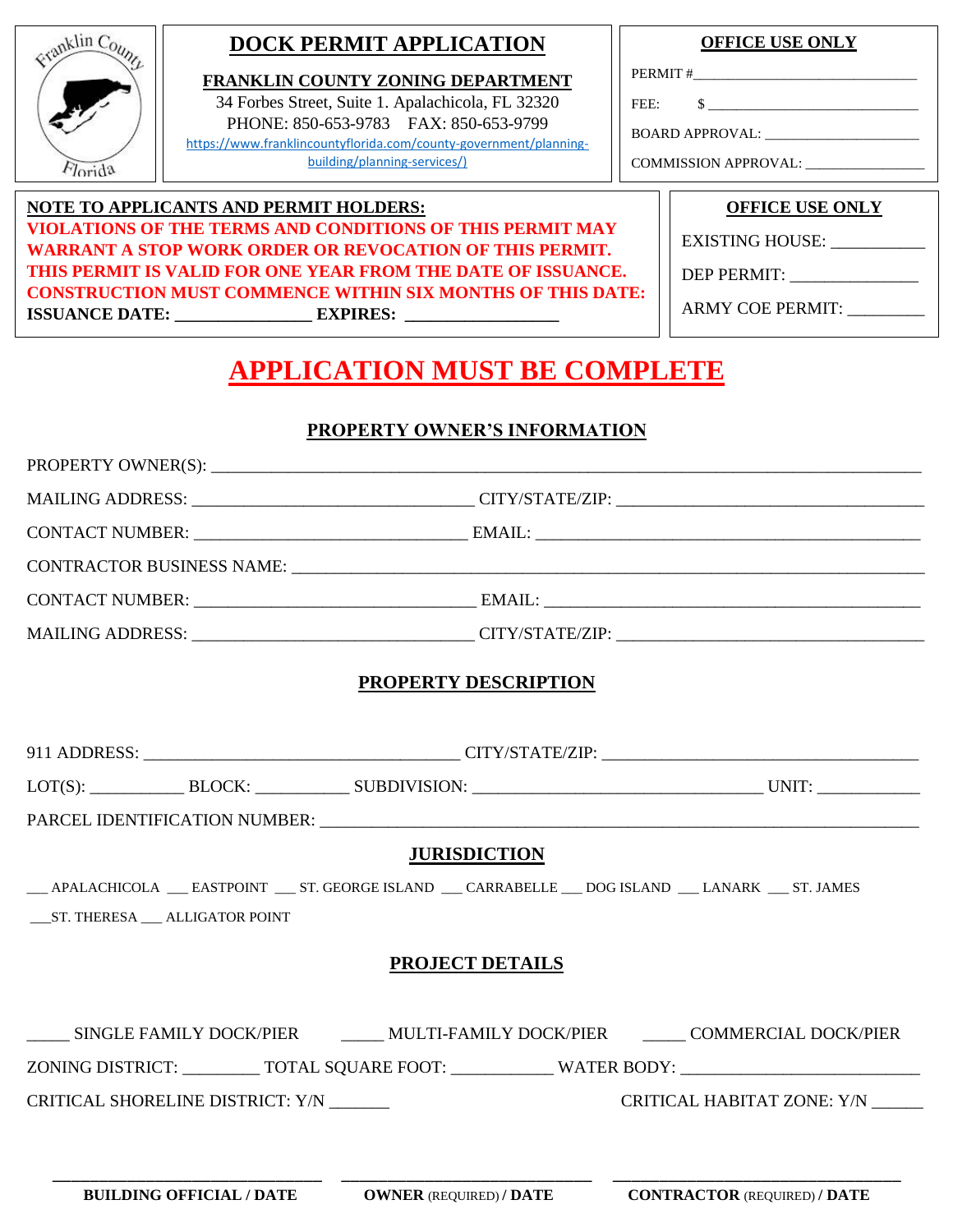# DOCK PERMIT APPLICATION

**FRANKLIN COUNTY ZONING DEPARTMENT**

34 Forbes Street, Suite 1. Apalachicola, FL 32320

PHONE: 850-653-9783 FAX: 850-653-9799

https://www.franklincountyflorida.com/county-government/planning-building/planning-services/)

**OFFICE USE ONLY**

PERMIT #________________________________

FEE: $ ______________________________

BOARD APPROVAL: ______________________

COMMISSION APPROVAL: _________________

**NOTE TO APPLICANTS AND PERMIT HOLDERS:**

**VIOLATIONS OF THE TERMS AND CONDITIONS OF THIS PERMIT MAY WARRANT A STOP WORK ORDER OR REVOCATION OF THIS PERMIT. THIS PERMIT IS VALID FOR ONE YEAR FROM THE DATE OF ISSUANCE. CONSTRUCTION MUST COMMENCE WITHIN SIX MONTHS OF THIS DATE:**

**ISSUANCE DATE: _______________ EXPIRES: _________________**

**OFFICE USE ONLY**

EXISTING HOUSE: ___________

DEP PERMIT: _______________

ARMY COE PERMIT: _________

## APPLICATION MUST BE COMPLETE

### PROPERTY OWNER'S INFORMATION

PROPERTY OWNER(S): ______________________________________________________________

MAILING ADDRESS: ______________________________ CITY/STATE/ZIP: ______________________________

CONTACT NUMBER: ______________________________ EMAIL: ______________________________

CONTRACTOR BUSINESS NAME: ______________________________________________________

CONTACT NUMBER: ______________________________ EMAIL: ______________________________

MAILING ADDRESS: ______________________________ CITY/STATE/ZIP: ______________________________

### PROPERTY DESCRIPTION

911 ADDRESS: ______________________________ CITY/STATE/ZIP: ______________________________

LOT(S): __________ BLOCK: __________ SUBDIVISION: ______________________________ UNIT: ___________

PARCEL IDENTIFICATION NUMBER: ______________________________________________________

### JURISDICTION

___ APALACHICOLA ___ EASTPOINT ___ ST. GEORGE ISLAND ___ CARRABELLE ___ DOG ISLAND ___ LANARK ___ ST. JAMES ___ST. THERESA ___ ALLIGATOR POINT

### PROJECT DETAILS

_____ SINGLE FAMILY DOCK/PIER _____ MULTI-FAMILY DOCK/PIER _____ COMMERCIAL DOCK/PIER

ZONING DISTRICT: ________ TOTAL SQUARE FOOT: ___________ WATER BODY: ___________________________

CRITICAL SHORELINE DISTRICT: Y/N _______ CRITICAL HABITAT ZONE: Y/N ______

______________________________ ______________________________ ______________________________

**BUILDING OFFICIAL / DATE** **OWNER** (REQUIRED) **/ DATE** **CONTRACTOR** (REQUIRED) **/ DATE**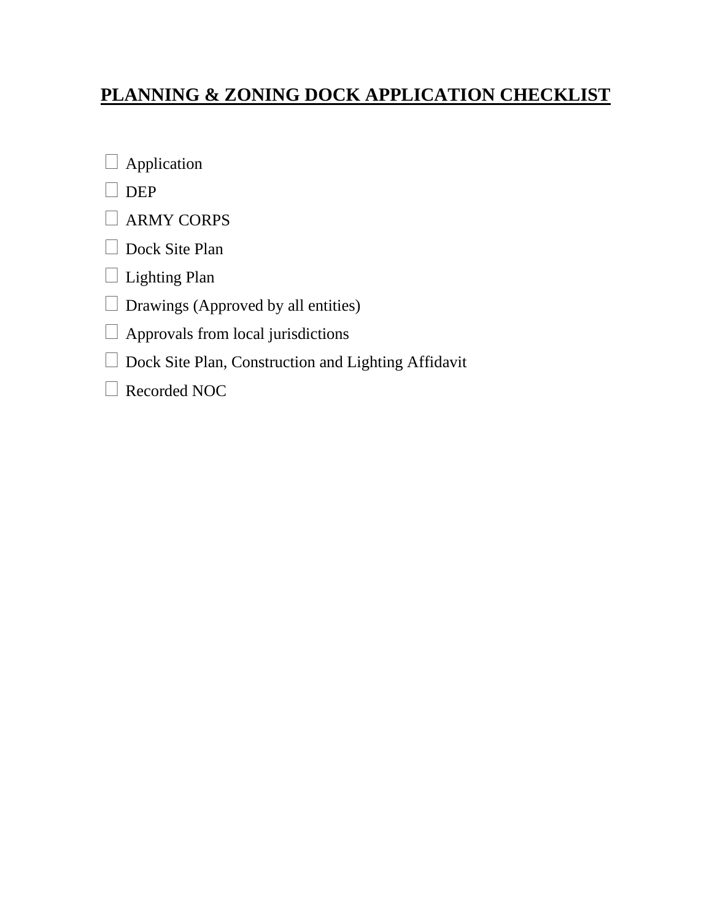# PLANNING & ZONING DOCK APPLICATION CHECKLIST

- ☐ Application
- ☐ DEP
- ☐ ARMY CORPS
- ☐ Dock Site Plan
- ☐ Lighting Plan
- ☐ Drawings (Approved by all entities)
- ☐ Approvals from local jurisdictions
- ☐ Dock Site Plan, Construction and Lighting Affidavit
- ☐ Recorded NOC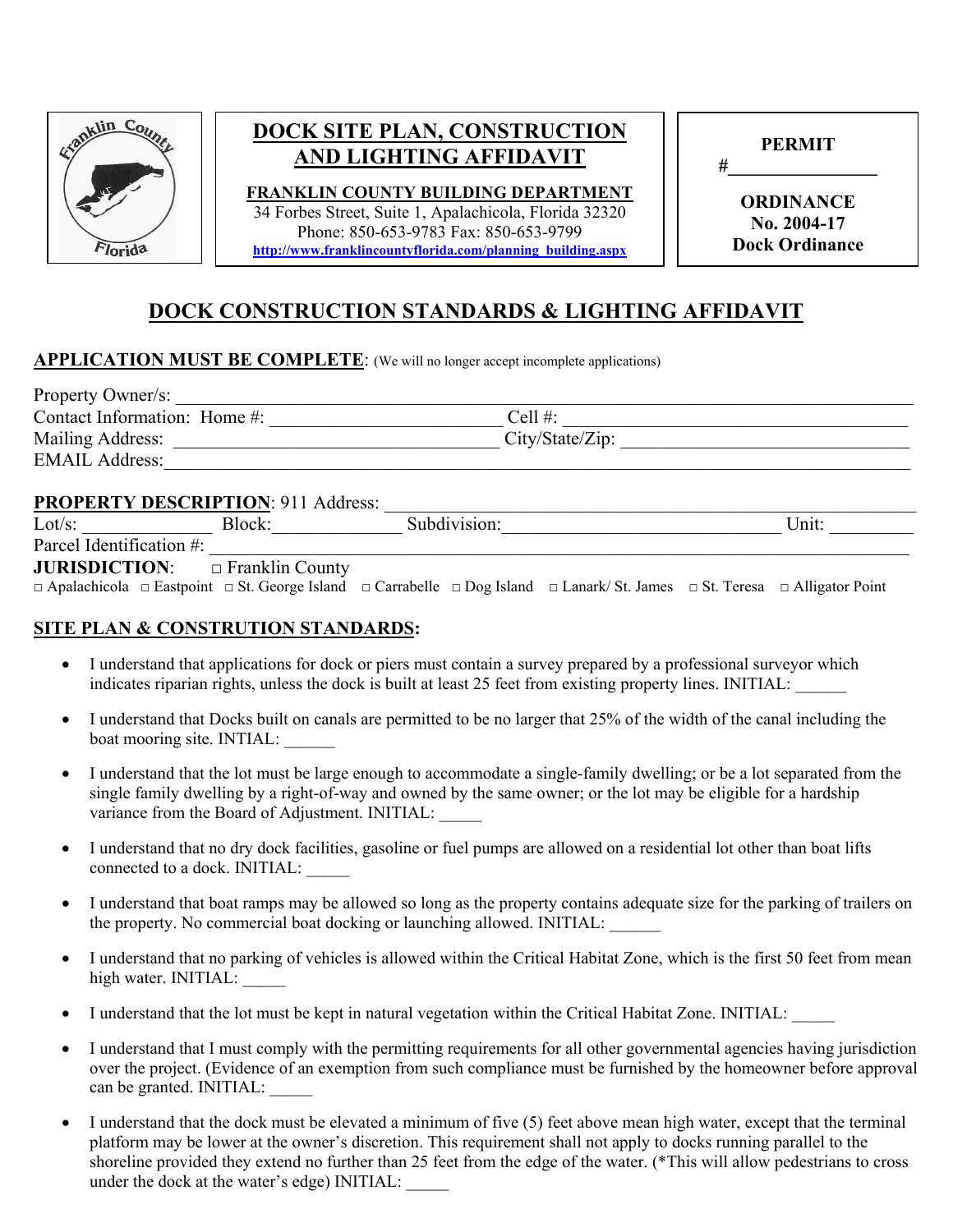**DOCK SITE PLAN, CONSTRUCTION AND LIGHTING AFFIDAVIT**

**FRANKLIN COUNTY BUILDING DEPARTMENT**
34 Forbes Street, Suite 1, Apalachicola, Florida 32320
Phone: 850-653-9783 Fax: 850-653-9799
http://www.franklincountyflorida.com/planning_building.aspx

**PERMIT #\_\_\_\_\_\_\_\_\_\_\_\_\_\_\_\_**

**ORDINANCE No. 2004-17 Dock Ordinance**

# DOCK CONSTRUCTION STANDARDS & LIGHTING AFFIDAVIT

**APPLICATION MUST BE COMPLETE**: (We will no longer accept incomplete applications)

Property Owner/s: \_\_\_\_\_\_\_\_\_\_\_\_\_\_\_\_\_\_\_\_\_\_\_\_\_\_\_\_\_\_\_\_\_\_\_\_\_\_\_\_
Contact Information: Home #: \_\_\_\_\_\_\_\_\_\_\_\_\_\_\_\_\_\_\_\_ Cell #: \_\_\_\_\_\_\_\_\_\_\_\_\_\_\_\_\_\_\_\_
Mailing Address: \_\_\_\_\_\_\_\_\_\_\_\_\_\_\_\_\_\_\_\_ City/State/Zip: \_\_\_\_\_\_\_\_\_\_\_\_\_\_\_\_\_\_\_\_
EMAIL Address: \_\_\_\_\_\_\_\_\_\_\_\_\_\_\_\_\_\_\_\_\_\_\_\_\_\_\_\_\_\_\_\_\_\_\_\_\_\_\_\_

**PROPERTY DESCRIPTION**: 911 Address: \_\_\_\_\_\_\_\_\_\_\_\_\_\_\_\_\_\_\_\_\_\_\_\_\_\_\_\_\_\_\_\_\_\_\_\_\_\_\_\_
Lot/s: \_\_\_\_\_\_\_\_\_\_ Block: \_\_\_\_\_\_\_\_\_\_ Subdivision: \_\_\_\_\_\_\_\_\_\_\_\_\_\_\_\_\_\_\_\_ Unit: \_\_\_\_\_\_\_\_
Parcel Identification #: \_\_\_\_\_\_\_\_\_\_\_\_\_\_\_\_\_\_\_\_\_\_\_\_\_\_\_\_\_\_\_\_\_\_\_\_\_\_\_\_

**JURISDICTION**: □ Franklin County
□ Apalachicola □ Eastpoint □ St. George Island □ Carrabelle □ Dog Island □ Lanark/ St. James □ St. Teresa □ Alligator Point

## SITE PLAN & CONSTRUTION STANDARDS:

- I understand that applications for dock or piers must contain a survey prepared by a professional surveyor which indicates riparian rights, unless the dock is built at least 25 feet from existing property lines. INITIAL: \_\_\_\_\_\_
- I understand that Docks built on canals are permitted to be no larger that 25% of the width of the canal including the boat mooring site. INITIAL: \_\_\_\_\_\_
- I understand that the lot must be large enough to accommodate a single-family dwelling; or be a lot separated from the single family dwelling by a right-of-way and owned by the same owner; or the lot may be eligible for a hardship variance from the Board of Adjustment. INITIAL: \_\_\_\_\_
- I understand that no dry dock facilities, gasoline or fuel pumps are allowed on a residential lot other than boat lifts connected to a dock. INITIAL: \_\_\_\_\_
- I understand that boat ramps may be allowed so long as the property contains adequate size for the parking of trailers on the property. No commercial boat docking or launching allowed. INITIAL: \_\_\_\_\_\_
- I understand that no parking of vehicles is allowed within the Critical Habitat Zone, which is the first 50 feet from mean high water. INITIAL: \_\_\_\_\_
- I understand that the lot must be kept in natural vegetation within the Critical Habitat Zone. INITIAL: \_\_\_\_\_
- I understand that I must comply with the permitting requirements for all other governmental agencies having jurisdiction over the project. (Evidence of an exemption from such compliance must be furnished by the homeowner before approval can be granted. INITIAL: \_\_\_\_\_
- I understand that the dock must be elevated a minimum of five (5) feet above mean high water, except that the terminal platform may be lower at the owner's discretion. This requirement shall not apply to docks running parallel to the shoreline provided they extend no further than 25 feet from the edge of the water. (*This will allow pedestrians to cross under the dock at the water's edge) INITIAL: \_\_\_\_\_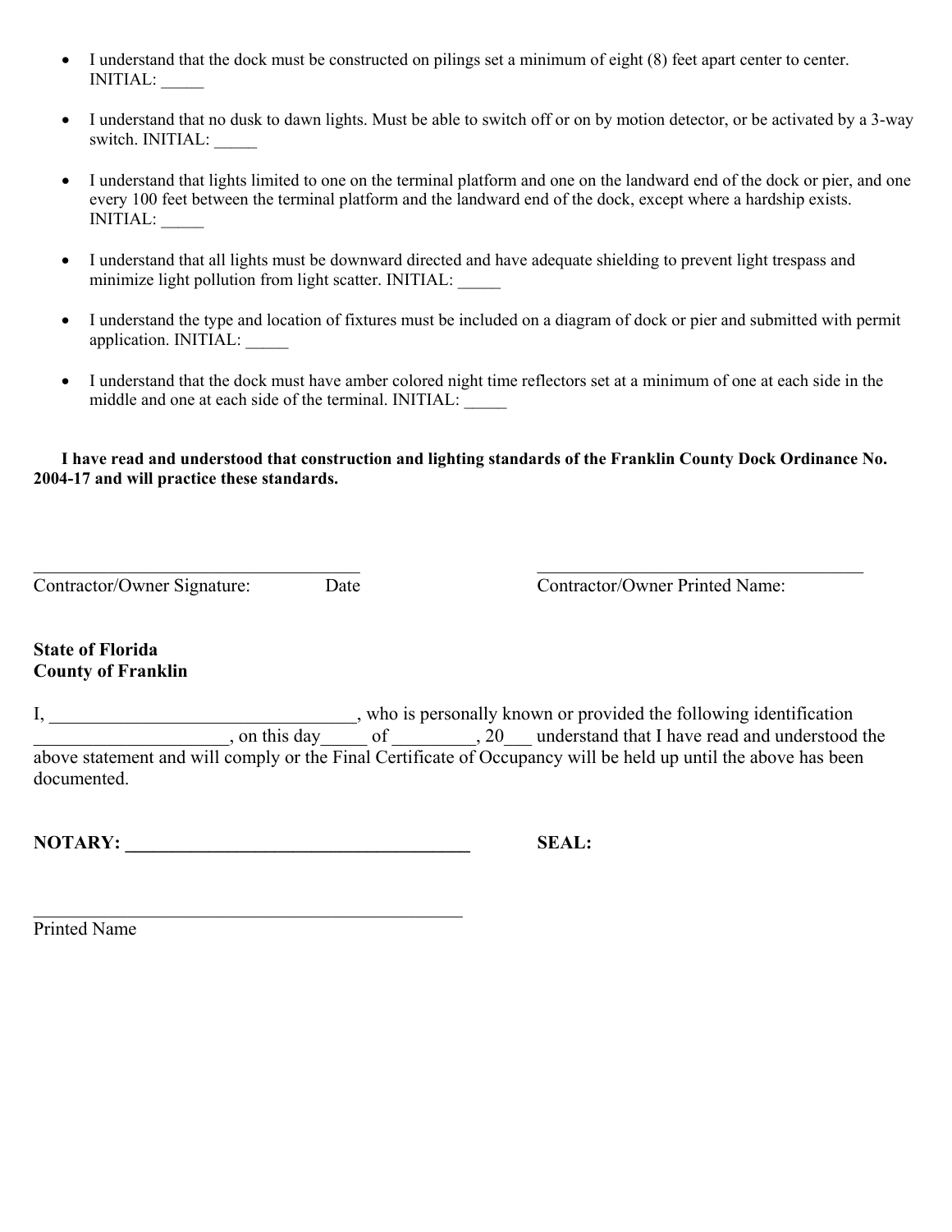- I understand that the dock must be constructed on pilings set a minimum of eight (8) feet apart center to center. INITIAL: _____

- I understand that no dusk to dawn lights. Must be able to switch off or on by motion detector, or be activated by a 3-way switch. INITIAL: _____

- I understand that lights limited to one on the terminal platform and one on the landward end of the dock or pier, and one every 100 feet between the terminal platform and the landward end of the dock, except where a hardship exists. INITIAL: _____

- I understand that all lights must be downward directed and have adequate shielding to prevent light trespass and minimize light pollution from light scatter. INITIAL: _____

- I understand the type and location of fixtures must be included on a diagram of dock or pier and submitted with permit application. INITIAL: _____

- I understand that the dock must have amber colored night time reflectors set at a minimum of one at each side in the middle and one at each side of the terminal. INITIAL: _____

**I have read and understood that construction and lighting standards of the Franklin County Dock Ordinance No. 2004-17 and will practice these standards.**

_____________________________________ _____________________________________

Contractor/Owner Signature: Date Contractor/Owner Printed Name:

**State of Florida**
**County of Franklin**

I, ________________________________, who is personally known or provided the following identification ____________________, on this day_____ of _________, 20___ understand that I have read and understood the above statement and will comply or the Final Certificate of Occupancy will be held up until the above has been documented.

**NOTARY: _____________________________________** **SEAL:**

_____________________________________________

Printed Name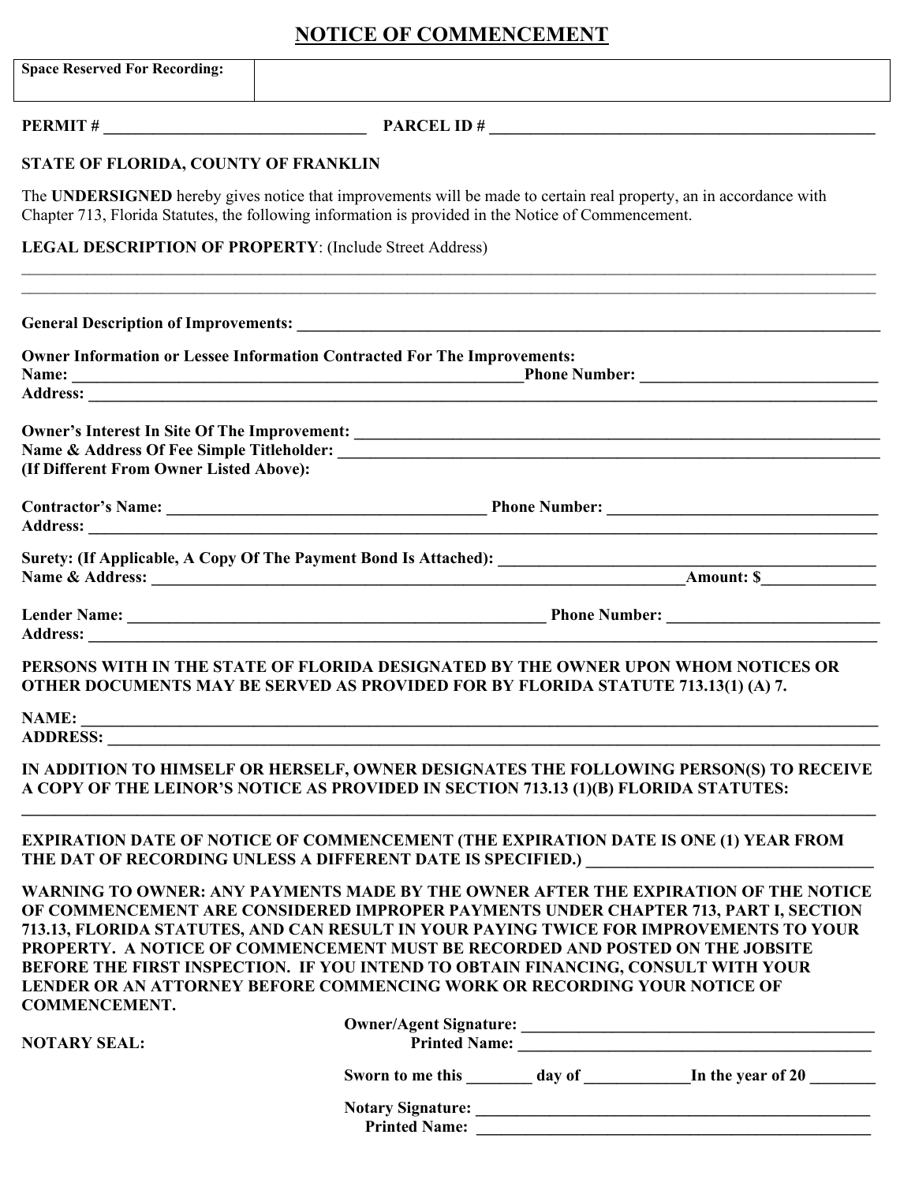# NOTICE OF COMMENCEMENT

| Space Reserved For Recording: | |
|---|---|

**PERMIT # \_\_\_\_\_\_\_\_\_\_\_\_\_\_\_\_\_\_\_\_\_\_\_\_\_\_\_\_\_\_\_\_ PARCEL ID # \_\_\_\_\_\_\_\_\_\_\_\_\_\_\_\_\_\_\_\_\_\_\_\_\_\_\_\_\_\_\_\_\_\_\_\_\_\_\_\_\_\_\_\_\_\_\_\_**

**STATE OF FLORIDA, COUNTY OF FRANKLIN**

The **UNDERSIGNED** hereby gives notice that improvements will be made to certain real property, an in accordance with Chapter 713, Florida Statutes, the following information is provided in the Notice of Commencement.

**LEGAL DESCRIPTION OF PROPERTY**: (Include Street Address)

\_\_\_\_\_\_\_\_\_\_\_\_\_\_\_\_\_\_\_\_\_\_\_\_\_\_\_\_\_\_\_\_\_\_\_\_\_\_\_\_\_\_\_\_\_\_\_\_\_\_\_\_\_\_\_\_\_\_\_\_\_\_\_\_\_\_\_\_\_\_\_\_\_\_\_\_\_\_\_\_\_\_\_\_\_\_\_\_\_\_\_\_\_\_\_\_\_\_\_\_\_\_\_\_
\_\_\_\_\_\_\_\_\_\_\_\_\_\_\_\_\_\_\_\_\_\_\_\_\_\_\_\_\_\_\_\_\_\_\_\_\_\_\_\_\_\_\_\_\_\_\_\_\_\_\_\_\_\_\_\_\_\_\_\_\_\_\_\_\_\_\_\_\_\_\_\_\_\_\_\_\_\_\_\_\_\_\_\_\_\_\_\_\_\_\_\_\_\_\_\_\_\_\_\_\_\_\_\_

**General Description of Improvements: \_\_\_\_\_\_\_\_\_\_\_\_\_\_\_\_\_\_\_\_\_\_\_\_\_\_\_\_\_\_\_\_\_\_\_\_\_\_\_\_\_\_\_\_\_\_\_\_\_\_\_\_\_\_\_\_\_\_\_\_\_\_\_\_\_\_\_\_\_\_\_**

**Owner Information or Lessee Information Contracted For The Improvements:**
**Name: \_\_\_\_\_\_\_\_\_\_\_\_\_\_\_\_\_\_\_\_\_\_\_\_\_\_\_\_\_\_\_\_\_\_\_\_\_\_\_\_\_\_\_\_\_\_\_\_\_\_\_\_\_\_\_\_Phone Number: \_\_\_\_\_\_\_\_\_\_\_\_\_\_\_\_\_\_\_\_\_\_\_\_\_\_\_\_\_\_**
**Address: \_\_\_\_\_\_\_\_\_\_\_\_\_\_\_\_\_\_\_\_\_\_\_\_\_\_\_\_\_\_\_\_\_\_\_\_\_\_\_\_\_\_\_\_\_\_\_\_\_\_\_\_\_\_\_\_\_\_\_\_\_\_\_\_\_\_\_\_\_\_\_\_\_\_\_\_\_\_\_\_\_\_\_\_\_\_\_\_\_\_\_\_\_\_\_\_**

**Owner's Interest In Site Of The Improvement: \_\_\_\_\_\_\_\_\_\_\_\_\_\_\_\_\_\_\_\_\_\_\_\_\_\_\_\_\_\_\_\_\_\_\_\_\_\_\_\_\_\_\_\_\_\_\_\_\_\_\_\_\_\_\_\_\_\_\_\_\_\_\_\_\_\_**
**Name & Address Of Fee Simple Titleholder: \_\_\_\_\_\_\_\_\_\_\_\_\_\_\_\_\_\_\_\_\_\_\_\_\_\_\_\_\_\_\_\_\_\_\_\_\_\_\_\_\_\_\_\_\_\_\_\_\_\_\_\_\_\_\_\_\_\_\_\_\_\_\_\_\_\_\_\_**
**(If Different From Owner Listed Above):**

**Contractor's Name: \_\_\_\_\_\_\_\_\_\_\_\_\_\_\_\_\_\_\_\_\_\_\_\_\_\_\_\_\_\_\_\_\_\_\_\_\_\_\_\_ Phone Number: \_\_\_\_\_\_\_\_\_\_\_\_\_\_\_\_\_\_\_\_\_\_\_\_\_\_\_\_\_\_\_\_\_\_\_**
**Address: \_\_\_\_\_\_\_\_\_\_\_\_\_\_\_\_\_\_\_\_\_\_\_\_\_\_\_\_\_\_\_\_\_\_\_\_\_\_\_\_\_\_\_\_\_\_\_\_\_\_\_\_\_\_\_\_\_\_\_\_\_\_\_\_\_\_\_\_\_\_\_\_\_\_\_\_\_\_\_\_\_\_\_\_\_\_\_\_\_\_\_\_\_\_\_\_**

**Surety: (If Applicable, A Copy Of The Payment Bond Is Attached): \_\_\_\_\_\_\_\_\_\_\_\_\_\_\_\_\_\_\_\_\_\_\_\_\_\_\_\_\_\_\_\_\_\_\_\_\_\_\_\_\_\_\_\_\_\_\_\_**
**Name & Address: \_\_\_\_\_\_\_\_\_\_\_\_\_\_\_\_\_\_\_\_\_\_\_\_\_\_\_\_\_\_\_\_\_\_\_\_\_\_\_\_\_\_\_\_\_\_\_\_\_\_\_\_\_\_\_\_\_\_\_\_\_\_\_\_\_\_\_\_Amount: $\_\_\_\_\_\_\_\_\_\_\_\_\_\_**

**Lender Name: \_\_\_\_\_\_\_\_\_\_\_\_\_\_\_\_\_\_\_\_\_\_\_\_\_\_\_\_\_\_\_\_\_\_\_\_\_\_\_\_\_\_\_\_\_\_\_\_\_\_\_ Phone Number: \_\_\_\_\_\_\_\_\_\_\_\_\_\_\_\_\_\_\_\_\_\_\_\_\_\_\_\_**
**Address: \_\_\_\_\_\_\_\_\_\_\_\_\_\_\_\_\_\_\_\_\_\_\_\_\_\_\_\_\_\_\_\_\_\_\_\_\_\_\_\_\_\_\_\_\_\_\_\_\_\_\_\_\_\_\_\_\_\_\_\_\_\_\_\_\_\_\_\_\_\_\_\_\_\_\_\_\_\_\_\_\_\_\_\_\_\_\_\_\_\_\_\_\_\_\_\_**

**PERSONS WITH IN THE STATE OF FLORIDA DESIGNATED BY THE OWNER UPON WHOM NOTICES OR OTHER DOCUMENTS MAY BE SERVED AS PROVIDED FOR BY FLORIDA STATUTE 713.13(1) (A) 7.**

**NAME: \_\_\_\_\_\_\_\_\_\_\_\_\_\_\_\_\_\_\_\_\_\_\_\_\_\_\_\_\_\_\_\_\_\_\_\_\_\_\_\_\_\_\_\_\_\_\_\_\_\_\_\_\_\_\_\_\_\_\_\_\_\_\_\_\_\_\_\_\_\_\_\_\_\_\_\_\_\_\_\_\_\_\_\_\_\_\_\_\_\_\_\_\_\_\_\_\_\_**
**ADDRESS: \_\_\_\_\_\_\_\_\_\_\_\_\_\_\_\_\_\_\_\_\_\_\_\_\_\_\_\_\_\_\_\_\_\_\_\_\_\_\_\_\_\_\_\_\_\_\_\_\_\_\_\_\_\_\_\_\_\_\_\_\_\_\_\_\_\_\_\_\_\_\_\_\_\_\_\_\_\_\_\_\_\_\_\_\_\_\_\_\_\_\_\_\_\_**

**IN ADDITION TO HIMSELF OR HERSELF, OWNER DESIGNATES THE FOLLOWING PERSON(S) TO RECEIVE A COPY OF THE LEINOR'S NOTICE AS PROVIDED IN SECTION 713.13 (1)(B) FLORIDA STATUTES:**

\_\_\_\_\_\_\_\_\_\_\_\_\_\_\_\_\_\_\_\_\_\_\_\_\_\_\_\_\_\_\_\_\_\_\_\_\_\_\_\_\_\_\_\_\_\_\_\_\_\_\_\_\_\_\_\_\_\_\_\_\_\_\_\_\_\_\_\_\_\_\_\_\_\_\_\_\_\_\_\_\_\_\_\_\_\_\_\_\_\_\_\_\_\_\_\_\_\_\_\_\_\_\_\_

**EXPIRATION DATE OF NOTICE OF COMMENCEMENT (THE EXPIRATION DATE IS ONE (1) YEAR FROM THE DAT OF RECORDING UNLESS A DIFFERENT DATE IS SPECIFIED.) \_\_\_\_\_\_\_\_\_\_\_\_\_\_\_\_\_\_\_\_\_\_\_\_\_\_\_\_\_\_\_\_\_\_\_\_**

**WARNING TO OWNER: ANY PAYMENTS MADE BY THE OWNER AFTER THE EXPIRATION OF THE NOTICE OF COMMENCEMENT ARE CONSIDERED IMPROPER PAYMENTS UNDER CHAPTER 713, PART I, SECTION 713.13, FLORIDA STATUTES, AND CAN RESULT IN YOUR PAYING TWICE FOR IMPROVEMENTS TO YOUR PROPERTY. A NOTICE OF COMMENCEMENT MUST BE RECORDED AND POSTED ON THE JOBSITE BEFORE THE FIRST INSPECTION. IF YOU INTEND TO OBTAIN FINANCING, CONSULT WITH YOUR LENDER OR AN ATTORNEY BEFORE COMMENCING WORK OR RECORDING YOUR NOTICE OF COMMENCEMENT.**

**Owner/Agent Signature: \_\_\_\_\_\_\_\_\_\_\_\_\_\_\_\_\_\_\_\_\_\_\_\_\_\_\_\_\_\_\_\_\_\_\_\_\_\_\_\_\_\_\_\_\_**

**NOTARY SEAL:**

**Printed Name: \_\_\_\_\_\_\_\_\_\_\_\_\_\_\_\_\_\_\_\_\_\_\_\_\_\_\_\_\_\_\_\_\_\_\_\_\_\_\_\_\_\_\_\_\_\_**

**Sworn to me this \_\_\_\_\_\_\_\_ day of \_\_\_\_\_\_\_\_\_\_\_\_\_In the year of 20 \_\_\_\_\_\_\_\_**

**Notary Signature: \_\_\_\_\_\_\_\_\_\_\_\_\_\_\_\_\_\_\_\_\_\_\_\_\_\_\_\_\_\_\_\_\_\_\_\_\_\_\_\_\_\_\_\_\_\_\_\_\_\_**
**Printed Name: \_\_\_\_\_\_\_\_\_\_\_\_\_\_\_\_\_\_\_\_\_\_\_\_\_\_\_\_\_\_\_\_\_\_\_\_\_\_\_\_\_\_\_\_\_\_\_\_\_\_\_**